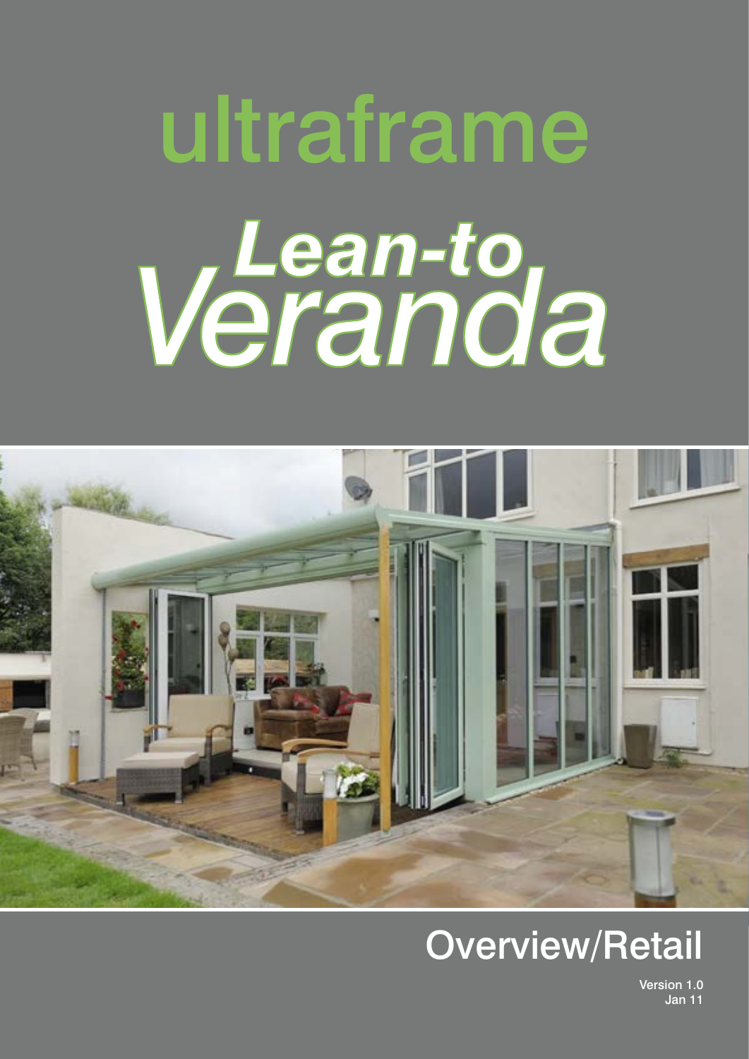# ultraframe

# Lean-to Veranda

## Overview/Retail

Version 1.0
Jan 11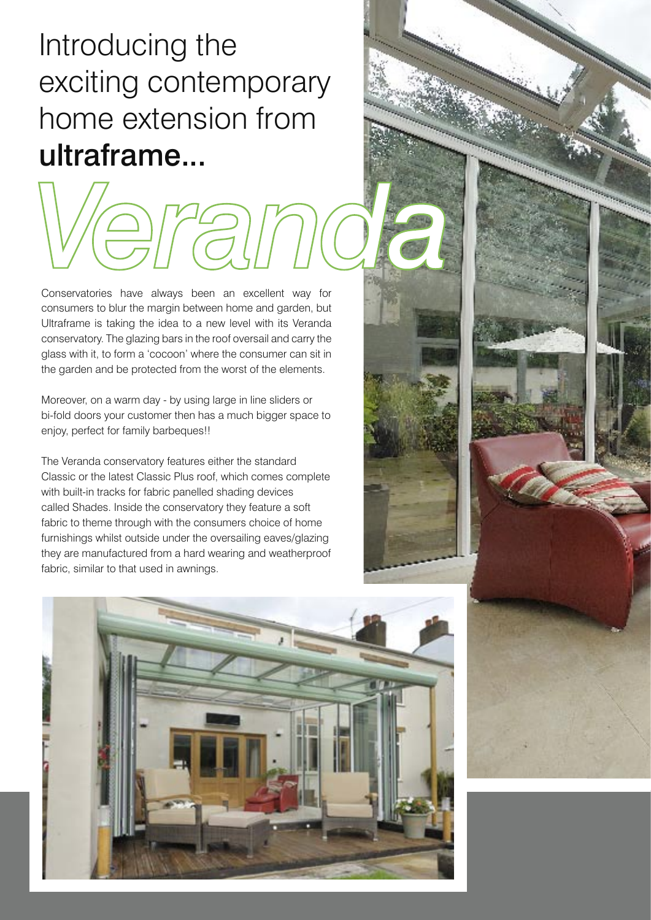# Introducing the exciting contemporary home extension from **ultraframe...**

# *Veranda*

Conservatories have always been an excellent way for consumers to blur the margin between home and garden, but Ultraframe is taking the idea to a new level with its Veranda conservatory. The glazing bars in the roof oversail and carry the glass with it, to form a 'cocoon' where the consumer can sit in the garden and be protected from the worst of the elements.

Moreover, on a warm day - by using large in line sliders or bi-fold doors your customer then has a much bigger space to enjoy, perfect for family barbeques!!

The Veranda conservatory features either the standard Classic or the latest Classic Plus roof, which comes complete with built-in tracks for fabric panelled shading devices called Shades. Inside the conservatory they feature a soft fabric to theme through with the consumers choice of home furnishings whilst outside under the oversailing eaves/glazing they are manufactured from a hard wearing and weatherproof fabric, similar to that used in awnings.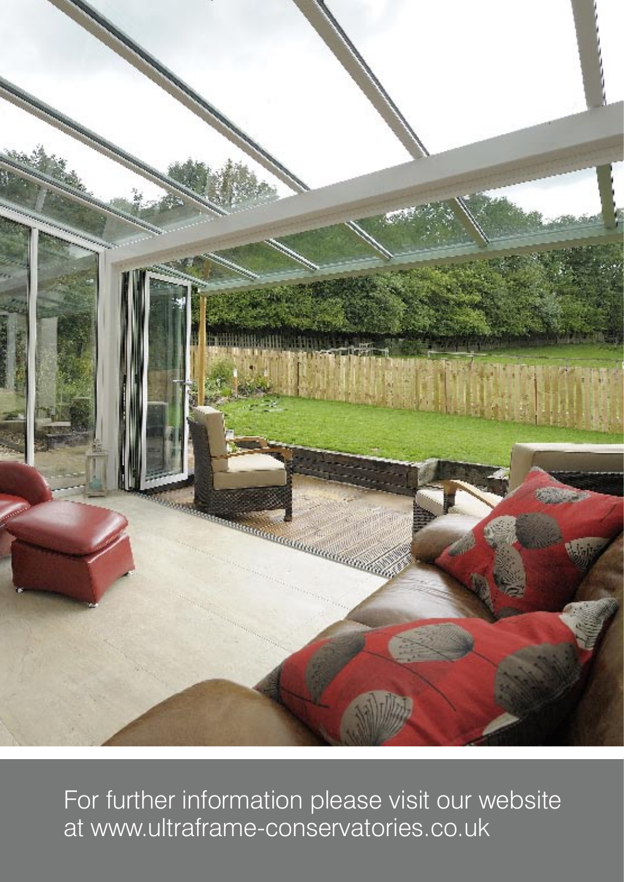For further information please visit our website at www.ultraframe-conservatories.co.uk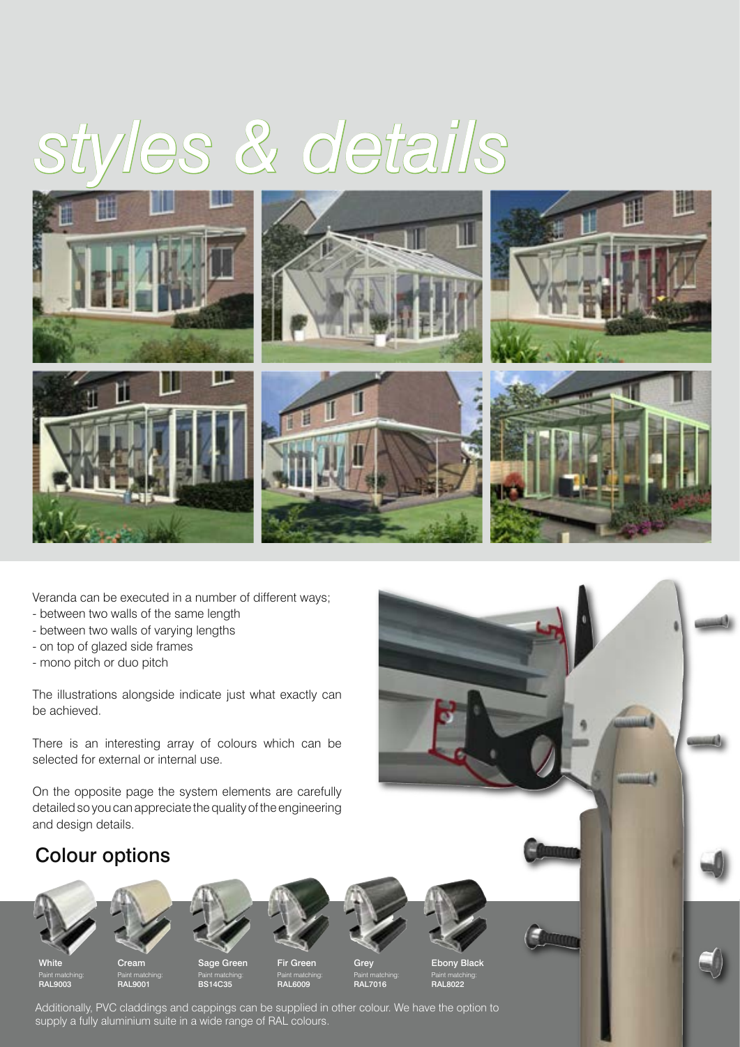# styles & details

Veranda can be executed in a number of different ways;

- between two walls of the same length
- between two walls of varying lengths
- on top of glazed side frames
- mono pitch or duo pitch

The illustrations alongside indicate just what exactly can be achieved.

There is an interesting array of colours which can be selected for external or internal use.

On the opposite page the system elements are carefully detailed so you can appreciate the quality of the engineering and design details.

## Colour options

| White | Cream | Sage Green | Fir Green | Grey | Ebony Black |
|---|---|---|---|---|---|
| Paint matching: **RAL9003** | Paint matching: **RAL9001** | Paint matching: **BS14C35** | Paint matching: **RAL6009** | Paint matching: **RAL7016** | Paint matching: **RAL8022** |

Additionally, PVC claddings and cappings can be supplied in other colour. We have the option to supply a fully aluminium suite in a wide range of RAL colours.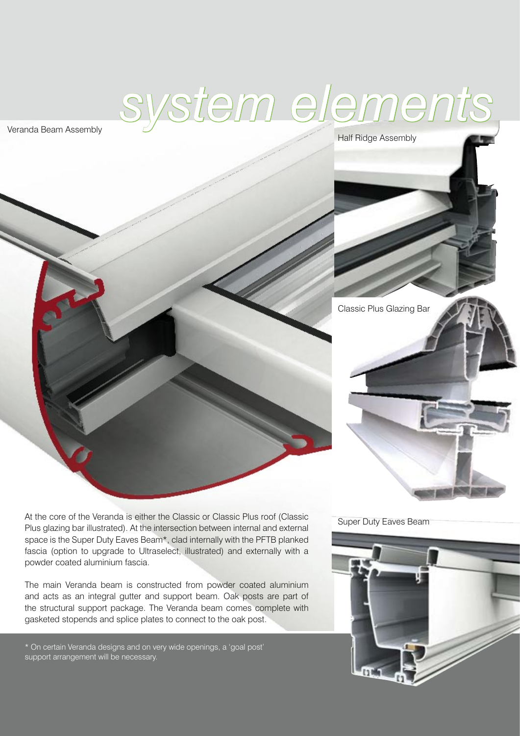# system elements

Veranda Beam Assembly

Half Ridge Assembly

Classic Plus Glazing Bar

Super Duty Eaves Beam

At the core of the Veranda is either the Classic or Classic Plus roof (Classic Plus glazing bar illustrated). At the intersection between internal and external space is the Super Duty Eaves Beam*, clad internally with the PFTB planked fascia (option to upgrade to Ultraselect, illustrated) and externally with a powder coated aluminium fascia.

The main Veranda beam is constructed from powder coated aluminium and acts as an integral gutter and support beam. Oak posts are part of the structural support package. The Veranda beam comes complete with gasketed stopends and splice plates to connect to the oak post.

* On certain Veranda designs and on very wide openings, a 'goal post' support arrangement will be necessary.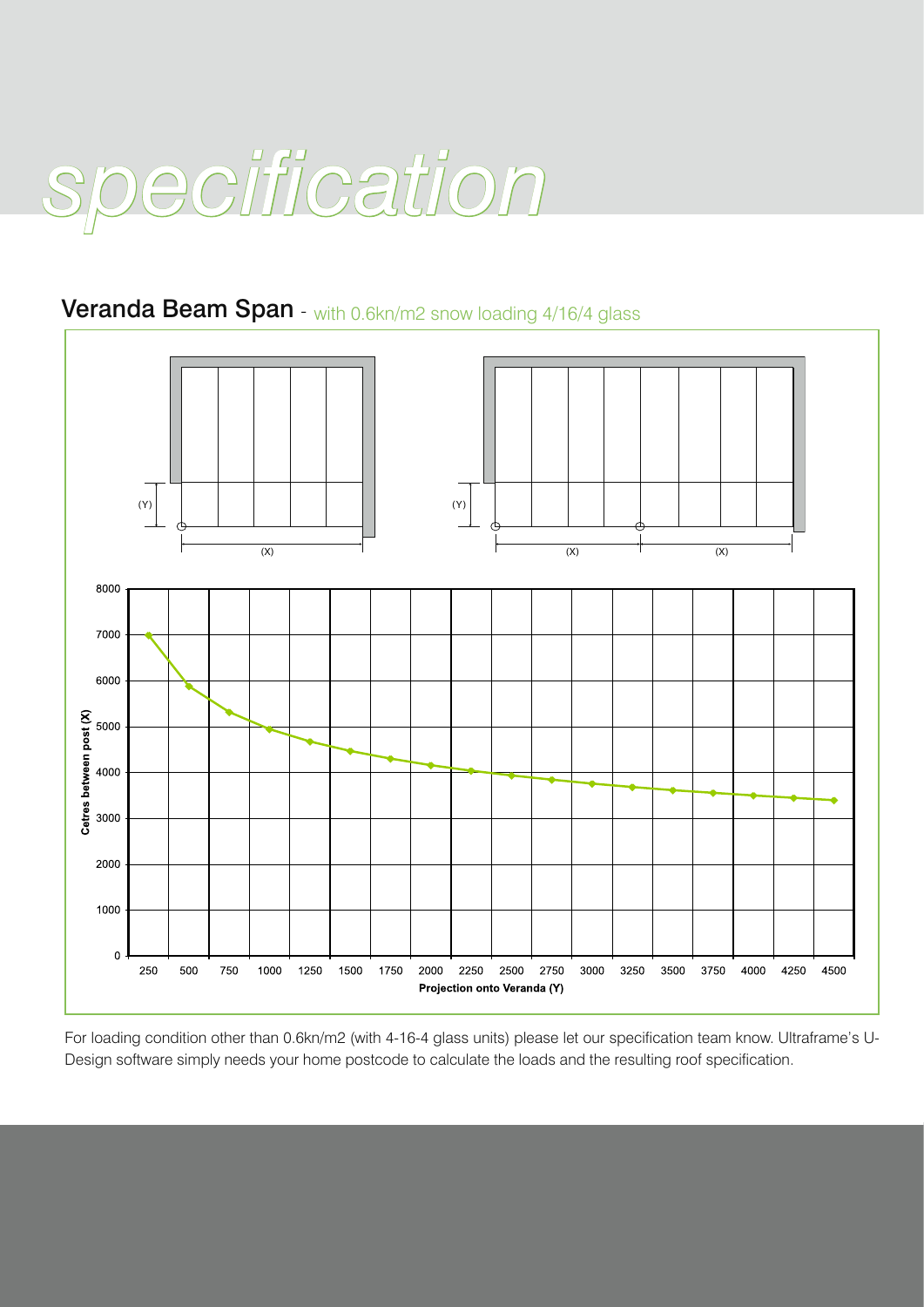# specification

## Veranda Beam Span - with 0.6kn/m2 snow loading 4/16/4 glass

For loading condition other than 0.6kn/m2 (with 4-16-4 glass units) please let our specification team know. Ultraframe's U-Design software simply needs your home postcode to calculate the loads and the resulting roof specification.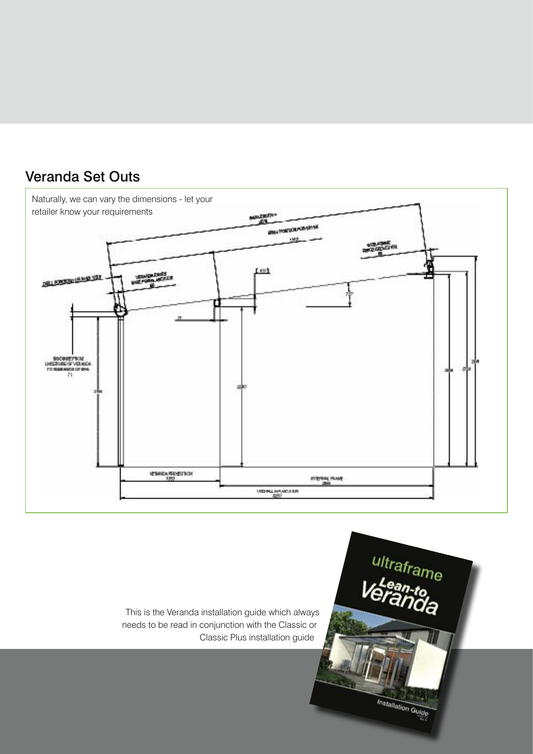## Veranda Set Outs

Naturally, we can vary the dimensions - let your retailer know your requirements

This is the Veranda installation guide which always needs to be read in conjunction with the Classic or Classic Plus installation guide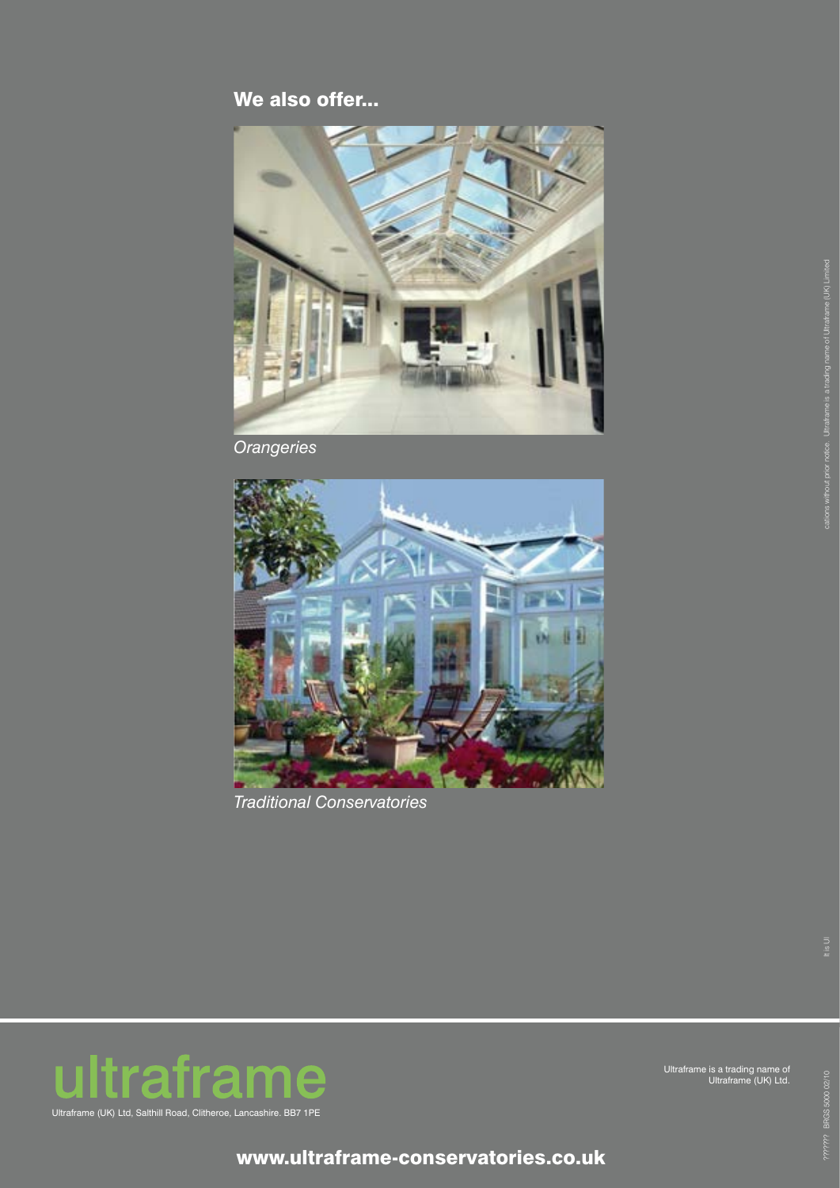## We also offer...

*Orangeries*

*Traditional Conservatories*

ultraframe

Ultraframe (UK) Ltd, Salthill Road, Clitheroe, Lancashire. BB7 1PE

Ultraframe is a trading name of Ultraframe (UK) Ltd.

**www.ultraframe-conservatories.co.uk**